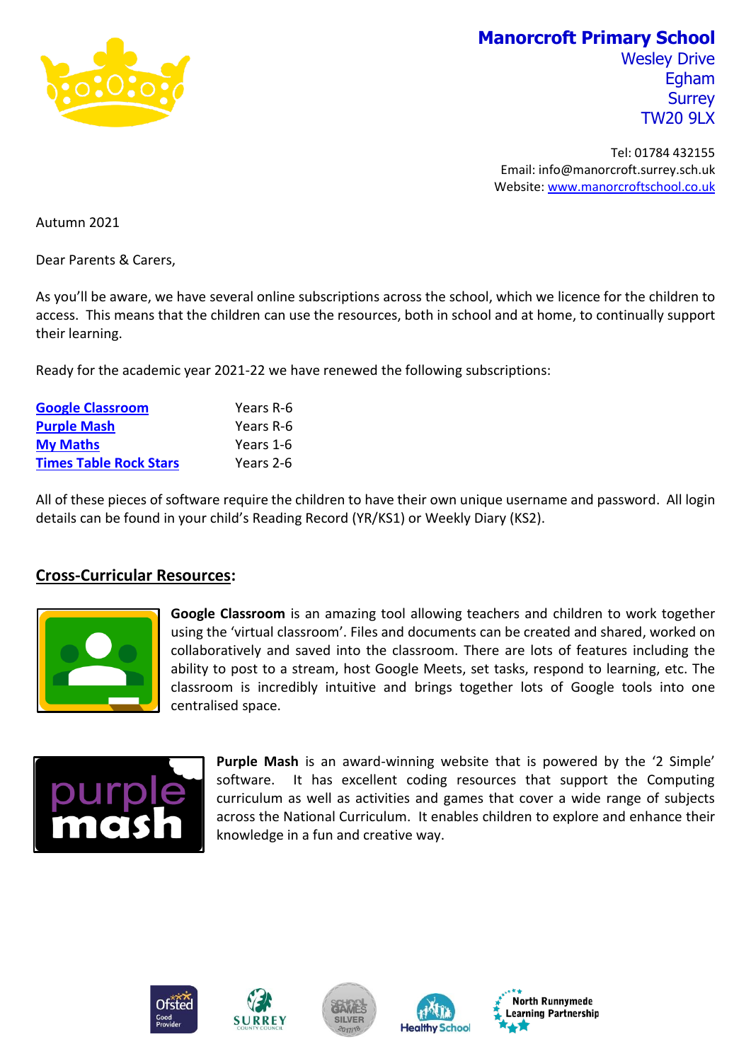**Manorcroft Primary School**
Wesley Drive
Egham
Surrey
TW20 9LX

Tel: 01784 432155
Email: info@manorcroft.surrey.sch.uk
Website: www.manorcroftschool.co.uk

Autumn 2021

Dear Parents & Carers,

As you'll be aware, we have several online subscriptions across the school, which we licence for the children to access. This means that the children can use the resources, both in school and at home, to continually support their learning.

Ready for the academic year 2021-22 we have renewed the following subscriptions:

| | |
|---|---|
| Google Classroom | Years R-6 |
| Purple Mash | Years R-6 |
| My Maths | Years 1-6 |
| Times Table Rock Stars | Years 2-6 |

All of these pieces of software require the children to have their own unique username and password. All login details can be found in your child's Reading Record (YR/KS1) or Weekly Diary (KS2).

## Cross-Curricular Resources:

**Google Classroom** is an amazing tool allowing teachers and children to work together using the 'virtual classroom'. Files and documents can be created and shared, worked on collaboratively and saved into the classroom. There are lots of features including the ability to post to a stream, host Google Meets, set tasks, respond to learning, etc. The classroom is incredibly intuitive and brings together lots of Google tools into one centralised space.

**Purple Mash** is an award-winning website that is powered by the '2 Simple' software. It has excellent coding resources that support the Computing curriculum as well as activities and games that cover a wide range of subjects across the National Curriculum. It enables children to explore and enhance their knowledge in a fun and creative way.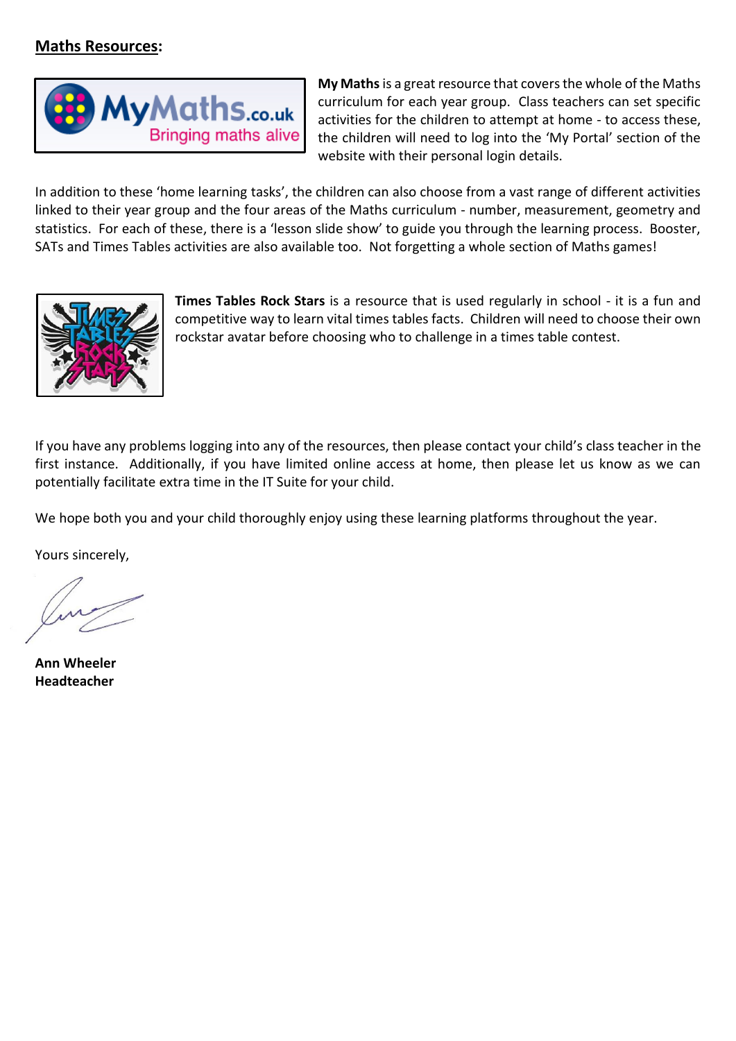**<u>Maths Resources</u>:**

**My Maths** is a great resource that covers the whole of the Maths curriculum for each year group. Class teachers can set specific activities for the children to attempt at home - to access these, the children will need to log into the 'My Portal' section of the website with their personal login details.

In addition to these 'home learning tasks', the children can also choose from a vast range of different activities linked to their year group and the four areas of the Maths curriculum - number, measurement, geometry and statistics. For each of these, there is a 'lesson slide show' to guide you through the learning process. Booster, SATs and Times Tables activities are also available too. Not forgetting a whole section of Maths games!

**Times Tables Rock Stars** is a resource that is used regularly in school - it is a fun and competitive way to learn vital times tables facts. Children will need to choose their own rockstar avatar before choosing who to challenge in a times table contest.

If you have any problems logging into any of the resources, then please contact your child's class teacher in the first instance. Additionally, if you have limited online access at home, then please let us know as we can potentially facilitate extra time in the IT Suite for your child.

We hope both you and your child thoroughly enjoy using these learning platforms throughout the year.

Yours sincerely,

**Ann Wheeler**
**Headteacher**